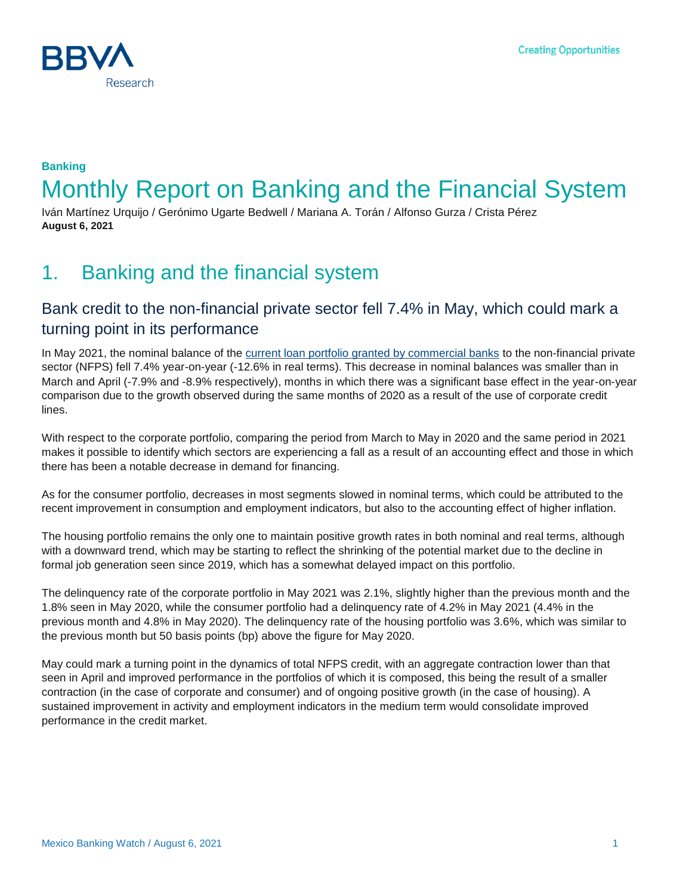**Banking**

# Monthly Report on Banking and the Financial System

Iván Martínez Urquijo / Gerónimo Ugarte Bedwell / Mariana A. Torán / Alfonso Gurza / Crista Pérez
**August 6, 2021**

## 1. Banking and the financial system

### Bank credit to the non-financial private sector fell 7.4% in May, which could mark a turning point in its performance

In May 2021, the nominal balance of the current loan portfolio granted by commercial banks to the non-financial private sector (NFPS) fell 7.4% year-on-year (-12.6% in real terms). This decrease in nominal balances was smaller than in March and April (-7.9% and -8.9% respectively), months in which there was a significant base effect in the year-on-year comparison due to the growth observed during the same months of 2020 as a result of the use of corporate credit lines.

With respect to the corporate portfolio, comparing the period from March to May in 2020 and the same period in 2021 makes it possible to identify which sectors are experiencing a fall as a result of an accounting effect and those in which there has been a notable decrease in demand for financing.

As for the consumer portfolio, decreases in most segments slowed in nominal terms, which could be attributed to the recent improvement in consumption and employment indicators, but also to the accounting effect of higher inflation.

The housing portfolio remains the only one to maintain positive growth rates in both nominal and real terms, although with a downward trend, which may be starting to reflect the shrinking of the potential market due to the decline in formal job generation seen since 2019, which has a somewhat delayed impact on this portfolio.

The delinquency rate of the corporate portfolio in May 2021 was 2.1%, slightly higher than the previous month and the 1.8% seen in May 2020, while the consumer portfolio had a delinquency rate of 4.2% in May 2021 (4.4% in the previous month and 4.8% in May 2020). The delinquency rate of the housing portfolio was 3.6%, which was similar to the previous month but 50 basis points (bp) above the figure for May 2020.

May could mark a turning point in the dynamics of total NFPS credit, with an aggregate contraction lower than that seen in April and improved performance in the portfolios of which it is composed, this being the result of a smaller contraction (in the case of corporate and consumer) and of ongoing positive growth (in the case of housing). A sustained improvement in activity and employment indicators in the medium term would consolidate improved performance in the credit market.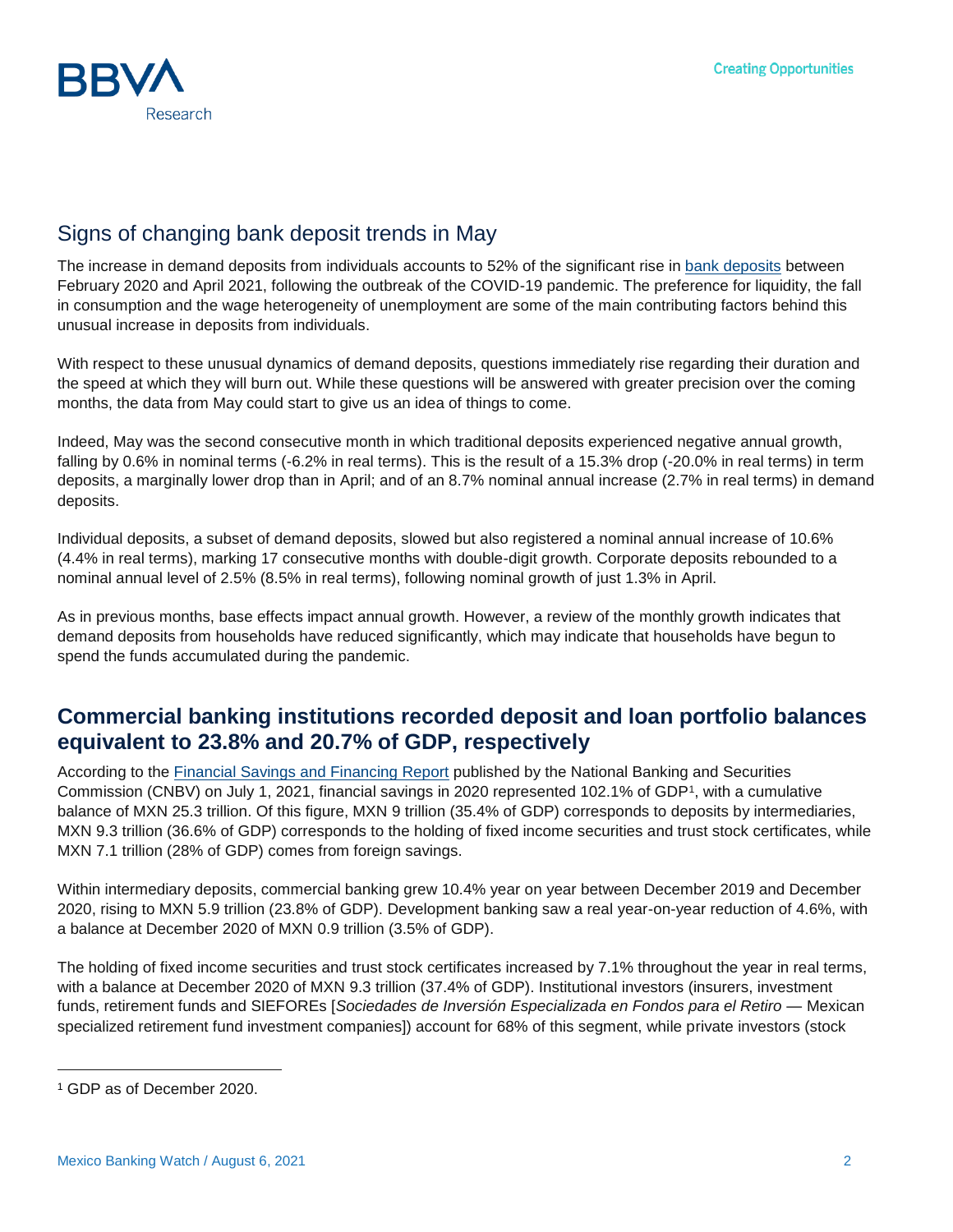## Signs of changing bank deposit trends in May

The increase in demand deposits from individuals accounts to 52% of the significant rise in bank deposits between February 2020 and April 2021, following the outbreak of the COVID-19 pandemic. The preference for liquidity, the fall in consumption and the wage heterogeneity of unemployment are some of the main contributing factors behind this unusual increase in deposits from individuals.

With respect to these unusual dynamics of demand deposits, questions immediately rise regarding their duration and the speed at which they will burn out. While these questions will be answered with greater precision over the coming months, the data from May could start to give us an idea of things to come.

Indeed, May was the second consecutive month in which traditional deposits experienced negative annual growth, falling by 0.6% in nominal terms (-6.2% in real terms). This is the result of a 15.3% drop (-20.0% in real terms) in term deposits, a marginally lower drop than in April; and of an 8.7% nominal annual increase (2.7% in real terms) in demand deposits.

Individual deposits, a subset of demand deposits, slowed but also registered a nominal annual increase of 10.6% (4.4% in real terms), marking 17 consecutive months with double-digit growth. Corporate deposits rebounded to a nominal annual level of 2.5% (8.5% in real terms), following nominal growth of just 1.3% in April.

As in previous months, base effects impact annual growth. However, a review of the monthly growth indicates that demand deposits from households have reduced significantly, which may indicate that households have begun to spend the funds accumulated during the pandemic.

## Commercial banking institutions recorded deposit and loan portfolio balances equivalent to 23.8% and 20.7% of GDP, respectively

According to the Financial Savings and Financing Report published by the National Banking and Securities Commission (CNBV) on July 1, 2021, financial savings in 2020 represented 102.1% of GDP[1], with a cumulative balance of MXN 25.3 trillion. Of this figure, MXN 9 trillion (35.4% of GDP) corresponds to deposits by intermediaries, MXN 9.3 trillion (36.6% of GDP) corresponds to the holding of fixed income securities and trust stock certificates, while MXN 7.1 trillion (28% of GDP) comes from foreign savings.

Within intermediary deposits, commercial banking grew 10.4% year on year between December 2019 and December 2020, rising to MXN 5.9 trillion (23.8% of GDP). Development banking saw a real year-on-year reduction of 4.6%, with a balance at December 2020 of MXN 0.9 trillion (3.5% of GDP).

The holding of fixed income securities and trust stock certificates increased by 7.1% throughout the year in real terms, with a balance at December 2020 of MXN 9.3 trillion (37.4% of GDP). Institutional investors (insurers, investment funds, retirement funds and SIEFOREs [*Sociedades de Inversión Especializada en Fondos para el Retiro* — Mexican specialized retirement fund investment companies]) account for 68% of this segment, while private investors (stock

[1] GDP as of December 2020.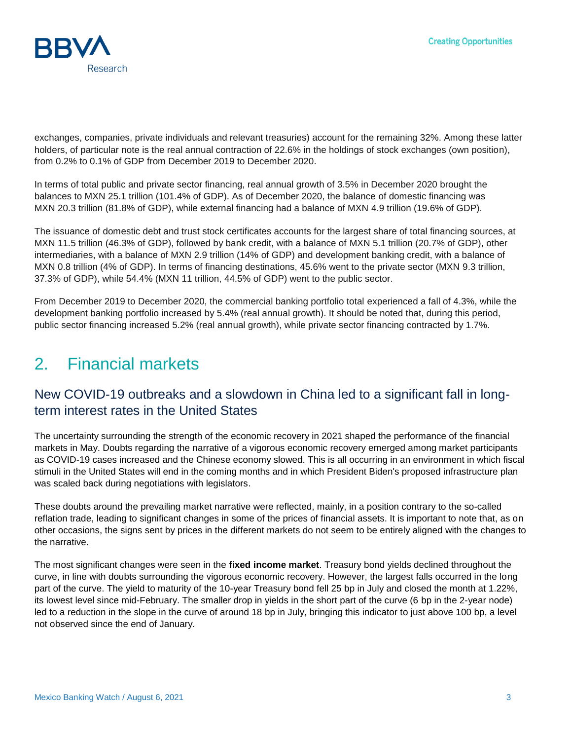exchanges, companies, private individuals and relevant treasuries) account for the remaining 32%. Among these latter holders, of particular note is the real annual contraction of 22.6% in the holdings of stock exchanges (own position), from 0.2% to 0.1% of GDP from December 2019 to December 2020.

In terms of total public and private sector financing, real annual growth of 3.5% in December 2020 brought the balances to MXN 25.1 trillion (101.4% of GDP). As of December 2020, the balance of domestic financing was MXN 20.3 trillion (81.8% of GDP), while external financing had a balance of MXN 4.9 trillion (19.6% of GDP).

The issuance of domestic debt and trust stock certificates accounts for the largest share of total financing sources, at MXN 11.5 trillion (46.3% of GDP), followed by bank credit, with a balance of MXN 5.1 trillion (20.7% of GDP), other intermediaries, with a balance of MXN 2.9 trillion (14% of GDP) and development banking credit, with a balance of MXN 0.8 trillion (4% of GDP). In terms of financing destinations, 45.6% went to the private sector (MXN 9.3 trillion, 37.3% of GDP), while 54.4% (MXN 11 trillion, 44.5% of GDP) went to the public sector.

From December 2019 to December 2020, the commercial banking portfolio total experienced a fall of 4.3%, while the development banking portfolio increased by 5.4% (real annual growth). It should be noted that, during this period, public sector financing increased 5.2% (real annual growth), while private sector financing contracted by 1.7%.

# 2. Financial markets

## New COVID-19 outbreaks and a slowdown in China led to a significant fall in long-term interest rates in the United States

The uncertainty surrounding the strength of the economic recovery in 2021 shaped the performance of the financial markets in May. Doubts regarding the narrative of a vigorous economic recovery emerged among market participants as COVID-19 cases increased and the Chinese economy slowed. This is all occurring in an environment in which fiscal stimuli in the United States will end in the coming months and in which President Biden's proposed infrastructure plan was scaled back during negotiations with legislators.

These doubts around the prevailing market narrative were reflected, mainly, in a position contrary to the so-called reflation trade, leading to significant changes in some of the prices of financial assets. It is important to note that, as on other occasions, the signs sent by prices in the different markets do not seem to be entirely aligned with the changes to the narrative.

The most significant changes were seen in the **fixed income market**. Treasury bond yields declined throughout the curve, in line with doubts surrounding the vigorous economic recovery. However, the largest falls occurred in the long part of the curve. The yield to maturity of the 10-year Treasury bond fell 25 bp in July and closed the month at 1.22%, its lowest level since mid-February. The smaller drop in yields in the short part of the curve (6 bp in the 2-year node) led to a reduction in the slope in the curve of around 18 bp in July, bringing this indicator to just above 100 bp, a level not observed since the end of January.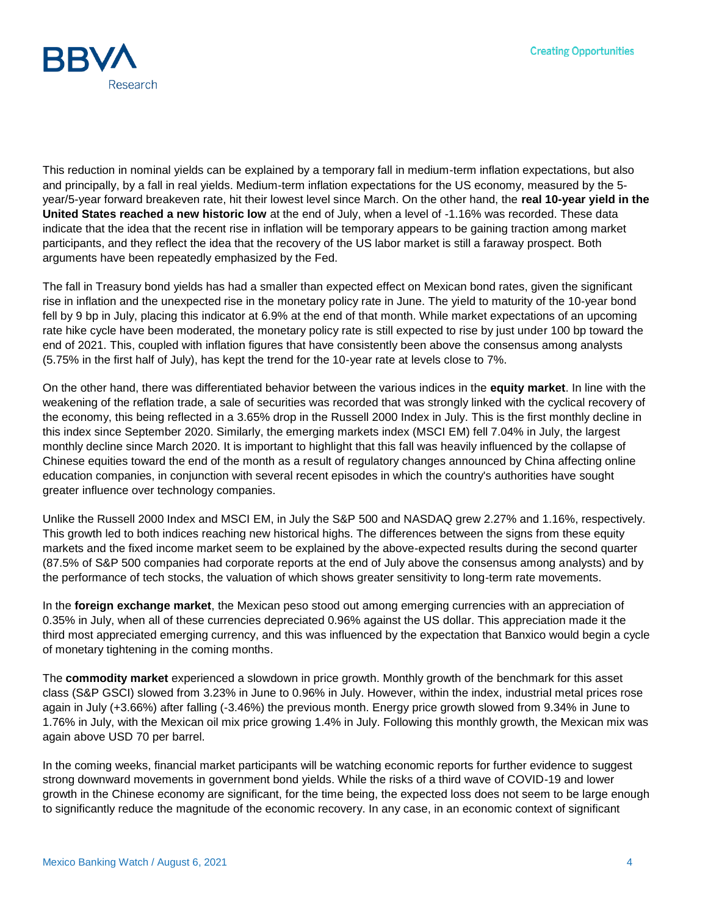This reduction in nominal yields can be explained by a temporary fall in medium-term inflation expectations, but also and principally, by a fall in real yields. Medium-term inflation expectations for the US economy, measured by the 5-year/5-year forward breakeven rate, hit their lowest level since March. On the other hand, the **real 10-year yield in the United States reached a new historic low** at the end of July, when a level of -1.16% was recorded. These data indicate that the idea that the recent rise in inflation will be temporary appears to be gaining traction among market participants, and they reflect the idea that the recovery of the US labor market is still a faraway prospect. Both arguments have been repeatedly emphasized by the Fed.

The fall in Treasury bond yields has had a smaller than expected effect on Mexican bond rates, given the significant rise in inflation and the unexpected rise in the monetary policy rate in June. The yield to maturity of the 10-year bond fell by 9 bp in July, placing this indicator at 6.9% at the end of that month. While market expectations of an upcoming rate hike cycle have been moderated, the monetary policy rate is still expected to rise by just under 100 bp toward the end of 2021. This, coupled with inflation figures that have consistently been above the consensus among analysts (5.75% in the first half of July), has kept the trend for the 10-year rate at levels close to 7%.

On the other hand, there was differentiated behavior between the various indices in the **equity market**. In line with the weakening of the reflation trade, a sale of securities was recorded that was strongly linked with the cyclical recovery of the economy, this being reflected in a 3.65% drop in the Russell 2000 Index in July. This is the first monthly decline in this index since September 2020. Similarly, the emerging markets index (MSCI EM) fell 7.04% in July, the largest monthly decline since March 2020. It is important to highlight that this fall was heavily influenced by the collapse of Chinese equities toward the end of the month as a result of regulatory changes announced by China affecting online education companies, in conjunction with several recent episodes in which the country's authorities have sought greater influence over technology companies.

Unlike the Russell 2000 Index and MSCI EM, in July the S&P 500 and NASDAQ grew 2.27% and 1.16%, respectively. This growth led to both indices reaching new historical highs. The differences between the signs from these equity markets and the fixed income market seem to be explained by the above-expected results during the second quarter (87.5% of S&P 500 companies had corporate reports at the end of July above the consensus among analysts) and by the performance of tech stocks, the valuation of which shows greater sensitivity to long-term rate movements.

In the **foreign exchange market**, the Mexican peso stood out among emerging currencies with an appreciation of 0.35% in July, when all of these currencies depreciated 0.96% against the US dollar. This appreciation made it the third most appreciated emerging currency, and this was influenced by the expectation that Banxico would begin a cycle of monetary tightening in the coming months.

The **commodity market** experienced a slowdown in price growth. Monthly growth of the benchmark for this asset class (S&P GSCI) slowed from 3.23% in June to 0.96% in July. However, within the index, industrial metal prices rose again in July (+3.66%) after falling (-3.46%) the previous month. Energy price growth slowed from 9.34% in June to 1.76% in July, with the Mexican oil mix price growing 1.4% in July. Following this monthly growth, the Mexican mix was again above USD 70 per barrel.

In the coming weeks, financial market participants will be watching economic reports for further evidence to suggest strong downward movements in government bond yields. While the risks of a third wave of COVID-19 and lower growth in the Chinese economy are significant, for the time being, the expected loss does not seem to be large enough to significantly reduce the magnitude of the economic recovery. In any case, in an economic context of significant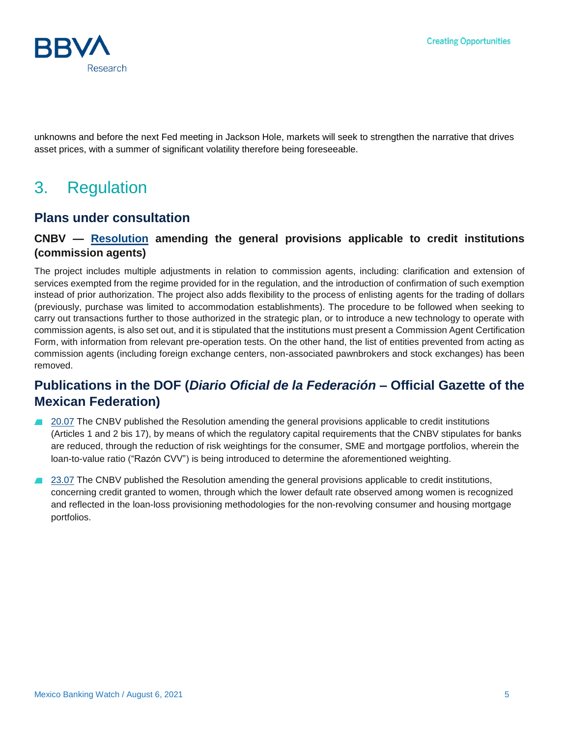unknowns and before the next Fed meeting in Jackson Hole, markets will seek to strengthen the narrative that drives asset prices, with a summer of significant volatility therefore being foreseeable.

# 3. Regulation

## Plans under consultation

### CNBV — Resolution amending the general provisions applicable to credit institutions (commission agents)

The project includes multiple adjustments in relation to commission agents, including: clarification and extension of services exempted from the regime provided for in the regulation, and the introduction of confirmation of such exemption instead of prior authorization. The project also adds flexibility to the process of enlisting agents for the trading of dollars (previously, purchase was limited to accommodation establishments). The procedure to be followed when seeking to carry out transactions further to those authorized in the strategic plan, or to introduce a new technology to operate with commission agents, is also set out, and it is stipulated that the institutions must present a Commission Agent Certification Form, with information from relevant pre-operation tests. On the other hand, the list of entities prevented from acting as commission agents (including foreign exchange centers, non-associated pawnbrokers and stock exchanges) has been removed.

## Publications in the DOF (*Diario Oficial de la Federación* – Official Gazette of the Mexican Federation)

- 20.07 The CNBV published the Resolution amending the general provisions applicable to credit institutions (Articles 1 and 2 bis 17), by means of which the regulatory capital requirements that the CNBV stipulates for banks are reduced, through the reduction of risk weightings for the consumer, SME and mortgage portfolios, wherein the loan-to-value ratio ("Razón CVV") is being introduced to determine the aforementioned weighting.
- 23.07 The CNBV published the Resolution amending the general provisions applicable to credit institutions, concerning credit granted to women, through which the lower default rate observed among women is recognized and reflected in the loan-loss provisioning methodologies for the non-revolving consumer and housing mortgage portfolios.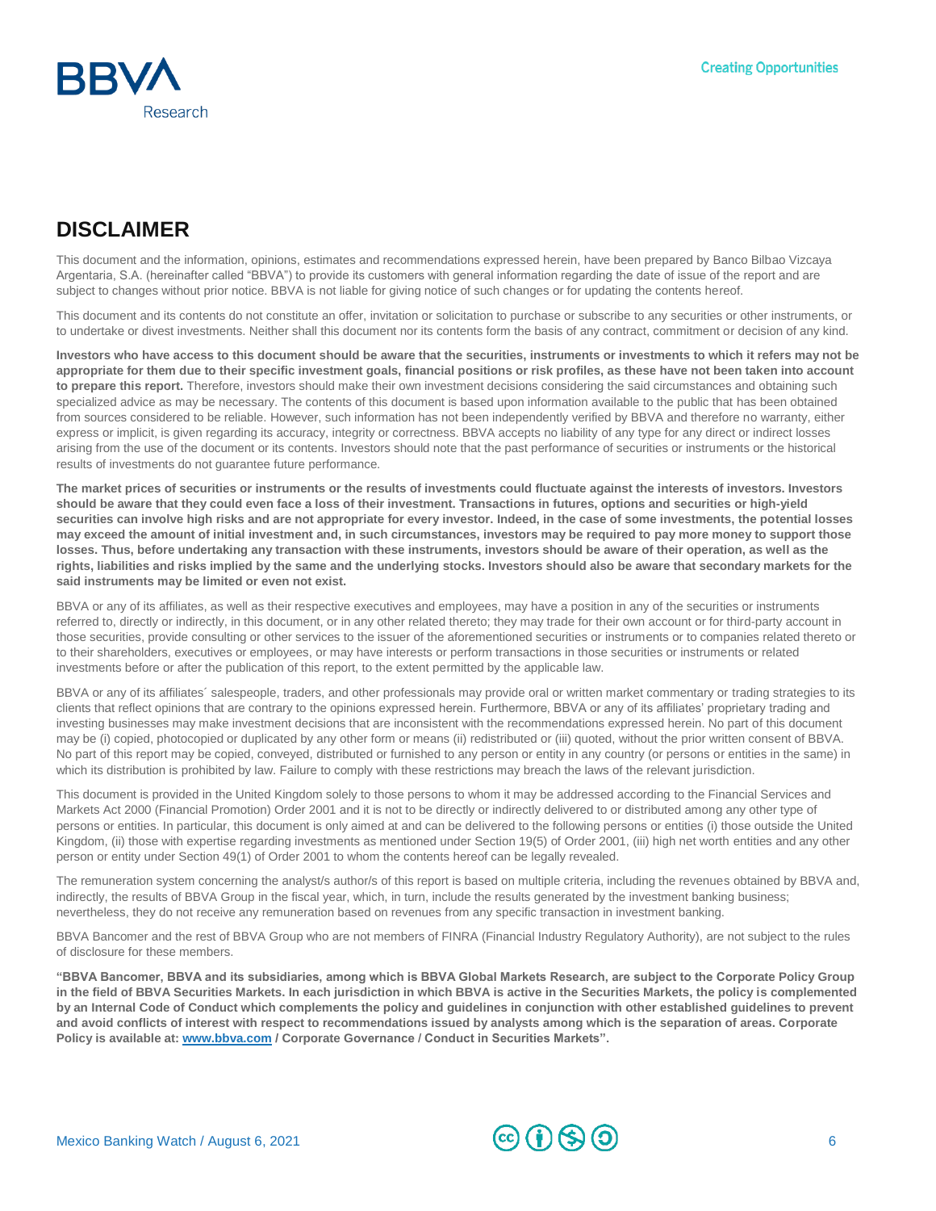## DISCLAIMER

This document and the information, opinions, estimates and recommendations expressed herein, have been prepared by Banco Bilbao Vizcaya Argentaria, S.A. (hereinafter called "BBVA") to provide its customers with general information regarding the date of issue of the report and are subject to changes without prior notice. BBVA is not liable for giving notice of such changes or for updating the contents hereof.

This document and its contents do not constitute an offer, invitation or solicitation to purchase or subscribe to any securities or other instruments, or to undertake or divest investments. Neither shall this document nor its contents form the basis of any contract, commitment or decision of any kind.

**Investors who have access to this document should be aware that the securities, instruments or investments to which it refers may not be appropriate for them due to their specific investment goals, financial positions or risk profiles, as these have not been taken into account to prepare this report.** Therefore, investors should make their own investment decisions considering the said circumstances and obtaining such specialized advice as may be necessary. The contents of this document is based upon information available to the public that has been obtained from sources considered to be reliable. However, such information has not been independently verified by BBVA and therefore no warranty, either express or implicit, is given regarding its accuracy, integrity or correctness. BBVA accepts no liability of any type for any direct or indirect losses arising from the use of the document or its contents. Investors should note that the past performance of securities or instruments or the historical results of investments do not guarantee future performance.

**The market prices of securities or instruments or the results of investments could fluctuate against the interests of investors. Investors should be aware that they could even face a loss of their investment. Transactions in futures, options and securities or high-yield securities can involve high risks and are not appropriate for every investor. Indeed, in the case of some investments, the potential losses may exceed the amount of initial investment and, in such circumstances, investors may be required to pay more money to support those losses. Thus, before undertaking any transaction with these instruments, investors should be aware of their operation, as well as the rights, liabilities and risks implied by the same and the underlying stocks. Investors should also be aware that secondary markets for the said instruments may be limited or even not exist.**

BBVA or any of its affiliates, as well as their respective executives and employees, may have a position in any of the securities or instruments referred to, directly or indirectly, in this document, or in any other related thereto; they may trade for their own account or for third-party account in those securities, provide consulting or other services to the issuer of the aforementioned securities or instruments or to companies related thereto or to their shareholders, executives or employees, or may have interests or perform transactions in those securities or instruments or related investments before or after the publication of this report, to the extent permitted by the applicable law.

BBVA or any of its affiliates´ salespeople, traders, and other professionals may provide oral or written market commentary or trading strategies to its clients that reflect opinions that are contrary to the opinions expressed herein. Furthermore, BBVA or any of its affiliates' proprietary trading and investing businesses may make investment decisions that are inconsistent with the recommendations expressed herein. No part of this document may be (i) copied, photocopied or duplicated by any other form or means (ii) redistributed or (iii) quoted, without the prior written consent of BBVA. No part of this report may be copied, conveyed, distributed or furnished to any person or entity in any country (or persons or entities in the same) in which its distribution is prohibited by law. Failure to comply with these restrictions may breach the laws of the relevant jurisdiction.

This document is provided in the United Kingdom solely to those persons to whom it may be addressed according to the Financial Services and Markets Act 2000 (Financial Promotion) Order 2001 and it is not to be directly or indirectly delivered to or distributed among any other type of persons or entities. In particular, this document is only aimed at and can be delivered to the following persons or entities (i) those outside the United Kingdom, (ii) those with expertise regarding investments as mentioned under Section 19(5) of Order 2001, (iii) high net worth entities and any other person or entity under Section 49(1) of Order 2001 to whom the contents hereof can be legally revealed.

The remuneration system concerning the analyst/s author/s of this report is based on multiple criteria, including the revenues obtained by BBVA and, indirectly, the results of BBVA Group in the fiscal year, which, in turn, include the results generated by the investment banking business; nevertheless, they do not receive any remuneration based on revenues from any specific transaction in investment banking.

BBVA Bancomer and the rest of BBVA Group who are not members of FINRA (Financial Industry Regulatory Authority), are not subject to the rules of disclosure for these members.

**"BBVA Bancomer, BBVA and its subsidiaries, among which is BBVA Global Markets Research, are subject to the Corporate Policy Group in the field of BBVA Securities Markets. In each jurisdiction in which BBVA is active in the Securities Markets, the policy is complemented by an Internal Code of Conduct which complements the policy and guidelines in conjunction with other established guidelines to prevent and avoid conflicts of interest with respect to recommendations issued by analysts among which is the separation of areas. Corporate Policy is available at: www.bbva.com / Corporate Governance / Conduct in Securities Markets".**